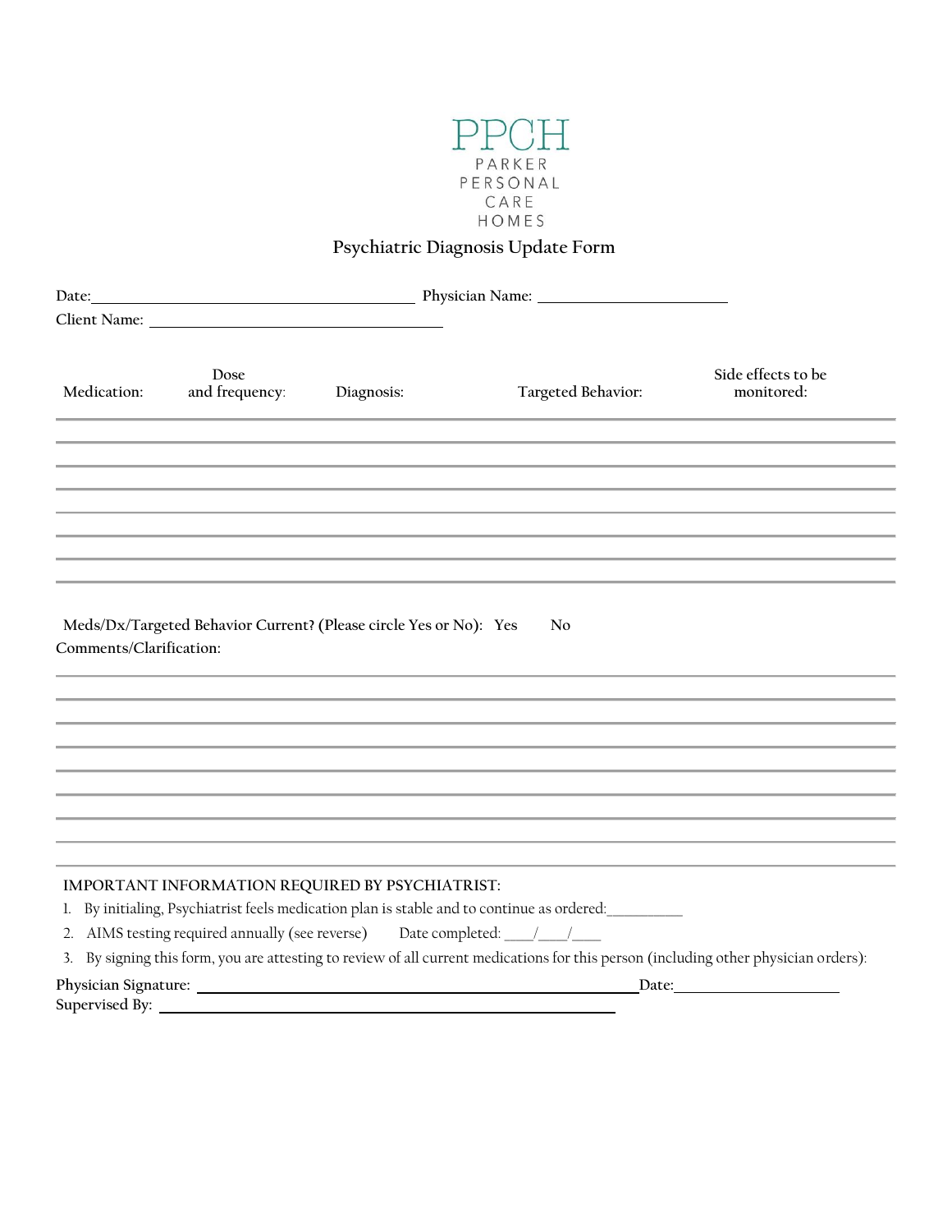PPCH

PARKER PERSONAL CARE HOMES

# Psychiatric Diagnosis Update Form

Date:\_\_\_\_\_\_\_\_\_\_\_\_\_\_\_\_\_\_\_\_\_\_\_\_\_\_\_\_\_\_\_\_\_\_\_\_ Physician Name: \_\_\_\_\_\_\_\_\_\_\_\_\_\_\_\_\_\_\_\_\_\_

Client Name: \_\_\_\_\_\_\_\_\_\_\_\_\_\_\_\_\_\_\_\_\_\_\_\_\_\_\_\_\_\_\_\_\_\_

| Medication: | Dose and frequency: | Diagnosis: | Targeted Behavior: | Side effects to be monitored: |
|---|---|---|---|---|
| | | | | |
| | | | | |
| | | | | |
| | | | | |
| | | | | |
| | | | | |
| | | | | |

Meds/Dx/Targeted Behavior Current? (Please circle Yes or No): Yes No

Comments/Clarification:

\_\_\_\_\_\_\_\_\_\_\_\_\_\_\_\_\_\_\_\_\_\_\_\_\_\_\_\_\_\_\_\_\_\_\_\_\_\_\_\_\_\_\_\_\_\_\_\_\_\_\_\_\_\_\_\_\_\_\_\_\_\_\_\_\_\_\_\_\_\_\_\_\_\_\_\_\_\_\_\_\_\_\_\_\_\_\_\_\_\_\_\_\_\_\_\_

\_\_\_\_\_\_\_\_\_\_\_\_\_\_\_\_\_\_\_\_\_\_\_\_\_\_\_\_\_\_\_\_\_\_\_\_\_\_\_\_\_\_\_\_\_\_\_\_\_\_\_\_\_\_\_\_\_\_\_\_\_\_\_\_\_\_\_\_\_\_\_\_\_\_\_\_\_\_\_\_\_\_\_\_\_\_\_\_\_\_\_\_\_\_\_\_

\_\_\_\_\_\_\_\_\_\_\_\_\_\_\_\_\_\_\_\_\_\_\_\_\_\_\_\_\_\_\_\_\_\_\_\_\_\_\_\_\_\_\_\_\_\_\_\_\_\_\_\_\_\_\_\_\_\_\_\_\_\_\_\_\_\_\_\_\_\_\_\_\_\_\_\_\_\_\_\_\_\_\_\_\_\_\_\_\_\_\_\_\_\_\_\_

\_\_\_\_\_\_\_\_\_\_\_\_\_\_\_\_\_\_\_\_\_\_\_\_\_\_\_\_\_\_\_\_\_\_\_\_\_\_\_\_\_\_\_\_\_\_\_\_\_\_\_\_\_\_\_\_\_\_\_\_\_\_\_\_\_\_\_\_\_\_\_\_\_\_\_\_\_\_\_\_\_\_\_\_\_\_\_\_\_\_\_\_\_\_\_\_

\_\_\_\_\_\_\_\_\_\_\_\_\_\_\_\_\_\_\_\_\_\_\_\_\_\_\_\_\_\_\_\_\_\_\_\_\_\_\_\_\_\_\_\_\_\_\_\_\_\_\_\_\_\_\_\_\_\_\_\_\_\_\_\_\_\_\_\_\_\_\_\_\_\_\_\_\_\_\_\_\_\_\_\_\_\_\_\_\_\_\_\_\_\_\_\_

\_\_\_\_\_\_\_\_\_\_\_\_\_\_\_\_\_\_\_\_\_\_\_\_\_\_\_\_\_\_\_\_\_\_\_\_\_\_\_\_\_\_\_\_\_\_\_\_\_\_\_\_\_\_\_\_\_\_\_\_\_\_\_\_\_\_\_\_\_\_\_\_\_\_\_\_\_\_\_\_\_\_\_\_\_\_\_\_\_\_\_\_\_\_\_\_

\_\_\_\_\_\_\_\_\_\_\_\_\_\_\_\_\_\_\_\_\_\_\_\_\_\_\_\_\_\_\_\_\_\_\_\_\_\_\_\_\_\_\_\_\_\_\_\_\_\_\_\_\_\_\_\_\_\_\_\_\_\_\_\_\_\_\_\_\_\_\_\_\_\_\_\_\_\_\_\_\_\_\_\_\_\_\_\_\_\_\_\_\_\_\_\_

\_\_\_\_\_\_\_\_\_\_\_\_\_\_\_\_\_\_\_\_\_\_\_\_\_\_\_\_\_\_\_\_\_\_\_\_\_\_\_\_\_\_\_\_\_\_\_\_\_\_\_\_\_\_\_\_\_\_\_\_\_\_\_\_\_\_\_\_\_\_\_\_\_\_\_\_\_\_\_\_\_\_\_\_\_\_\_\_\_\_\_\_\_\_\_\_

\_\_\_\_\_\_\_\_\_\_\_\_\_\_\_\_\_\_\_\_\_\_\_\_\_\_\_\_\_\_\_\_\_\_\_\_\_\_\_\_\_\_\_\_\_\_\_\_\_\_\_\_\_\_\_\_\_\_\_\_\_\_\_\_\_\_\_\_\_\_\_\_\_\_\_\_\_\_\_\_\_\_\_\_\_\_\_\_\_\_\_\_\_\_\_\_

**IMPORTANT INFORMATION REQUIRED BY PSYCHIATRIST:**

1. By initialing, Psychiatrist feels medication plan is stable and to continue as ordered:\_\_\_\_\_\_\_\_\_\_
2. AIMS testing required annually (see reverse) Date completed: \_\_\_\_/\_\_\_\_/\_\_\_\_
3. By signing this form, you are attesting to review of all current medications for this person (including other physician orders):

Physician Signature: \_\_\_\_\_\_\_\_\_\_\_\_\_\_\_\_\_\_\_\_\_\_\_\_\_\_\_\_\_\_\_\_\_\_\_\_\_\_\_\_\_\_\_\_\_\_\_\_\_\_\_\_\_\_Date:\_\_\_\_\_\_\_\_\_\_\_\_\_\_\_\_\_\_\_\_

Supervised By: \_\_\_\_\_\_\_\_\_\_\_\_\_\_\_\_\_\_\_\_\_\_\_\_\_\_\_\_\_\_\_\_\_\_\_\_\_\_\_\_\_\_\_\_\_\_\_\_\_\_\_\_\_\_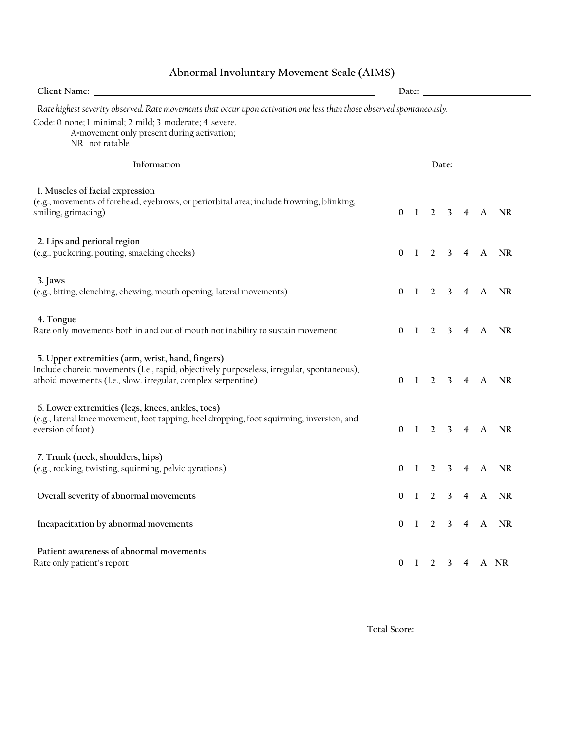# Abnormal Involuntary Movement Scale (AIMS)

**Client Name:** ______________________________ **Date:** ______________

*Rate highest severity observed. Rate movements that occur upon activation one less than those observed spontaneously.*

Code: 0=none; 1=minimal; 2=mild; 3=moderate; 4=severe.
A=movement only present during activation;
NR= not ratable

| Information | Date:__________ |
|---|---|
| **1. Muscles of facial expression** (e.g., movements of forehead, eyebrows, or periorbital area; include frowning, blinking, smiling, grimacing) | 0 1 2 3 4 A NR |
| **2. Lips and perioral region** (e.g., puckering, pouting, smacking cheeks) | 0 1 2 3 4 A NR |
| **3. Jaws** (e.g., biting, clenching, chewing, mouth opening, lateral movements) | 0 1 2 3 4 A NR |
| **4. Tongue** Rate only movements both in and out of mouth not inability to sustain movement | 0 1 2 3 4 A NR |
| **5. Upper extremities (arm, wrist, hand, fingers)** Include choreic movements (I.e., rapid, objectively purposeless, irregular, spontaneous), athoid movements (I.e., slow. irregular, complex serpentine) | 0 1 2 3 4 A NR |
| **6. Lower extremities (legs, knees, ankles, toes)** (e.g., lateral knee movement, foot tapping, heel dropping, foot squirming, inversion, and eversion of foot) | 0 1 2 3 4 A NR |
| **7. Trunk (neck, shoulders, hips)** (e.g., rocking, twisting, squirming, pelvic qyrations) | 0 1 2 3 4 A NR |
| **Overall severity of abnormal movements** | 0 1 2 3 4 A NR |
| **Incapacitation by abnormal movements** | 0 1 2 3 4 A NR |
| **Patient awareness of abnormal movements** Rate only patient's report | 0 1 2 3 4 A NR |

**Total Score:** ______________